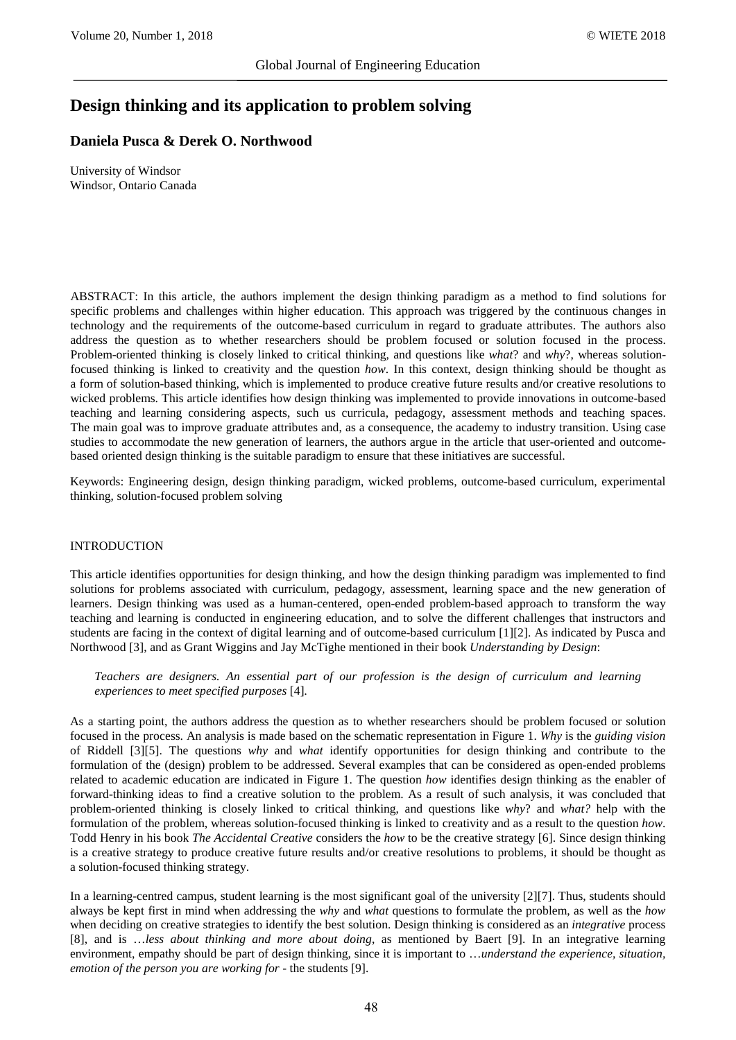# Design thinking and its application to problem solving

**Daniela Pusca & Derek O. Northwood**

University of Windsor
Windsor, Ontario Canada

ABSTRACT: In this article, the authors implement the design thinking paradigm as a method to find solutions for specific problems and challenges within higher education. This approach was triggered by the continuous changes in technology and the requirements of the outcome-based curriculum in regard to graduate attributes. The authors also address the question as to whether researchers should be problem focused or solution focused in the process. Problem-oriented thinking is closely linked to critical thinking, and questions like *what*? and *why*?, whereas solution-focused thinking is linked to creativity and the question *how*. In this context, design thinking should be thought as a form of solution-based thinking, which is implemented to produce creative future results and/or creative resolutions to wicked problems. This article identifies how design thinking was implemented to provide innovations in outcome-based teaching and learning considering aspects, such us curricula, pedagogy, assessment methods and teaching spaces. The main goal was to improve graduate attributes and, as a consequence, the academy to industry transition. Using case studies to accommodate the new generation of learners, the authors argue in the article that user-oriented and outcome-based oriented design thinking is the suitable paradigm to ensure that these initiatives are successful.

Keywords: Engineering design, design thinking paradigm, wicked problems, outcome-based curriculum, experimental thinking, solution-focused problem solving

## INTRODUCTION

This article identifies opportunities for design thinking, and how the design thinking paradigm was implemented to find solutions for problems associated with curriculum, pedagogy, assessment, learning space and the new generation of learners. Design thinking was used as a human-centered, open-ended problem-based approach to transform the way teaching and learning is conducted in engineering education, and to solve the different challenges that instructors and students are facing in the context of digital learning and of outcome-based curriculum [1][2]. As indicated by Pusca and Northwood [3], and as Grant Wiggins and Jay McTighe mentioned in their book *Understanding by Design*:

> *Teachers are designers. An essential part of our profession is the design of curriculum and learning experiences to meet specified purposes* [4].

As a starting point, the authors address the question as to whether researchers should be problem focused or solution focused in the process. An analysis is made based on the schematic representation in Figure 1. *Why* is the *guiding vision* of Riddell [3][5]. The questions *why* and *what* identify opportunities for design thinking and contribute to the formulation of the (design) problem to be addressed. Several examples that can be considered as open-ended problems related to academic education are indicated in Figure 1. The question *how* identifies design thinking as the enabler of forward-thinking ideas to find a creative solution to the problem. As a result of such analysis, it was concluded that problem-oriented thinking is closely linked to critical thinking, and questions like *why*? and *what?* help with the formulation of the problem, whereas solution-focused thinking is linked to creativity and as a result to the question *how*. Todd Henry in his book *The Accidental Creative* considers the *how* to be the creative strategy [6]. Since design thinking is a creative strategy to produce creative future results and/or creative resolutions to problems, it should be thought as a solution-focused thinking strategy.

In a learning-centred campus, student learning is the most significant goal of the university [2][7]. Thus, students should always be kept first in mind when addressing the *why* and *what* questions to formulate the problem, as well as the *how* when deciding on creative strategies to identify the best solution. Design thinking is considered as an *integrative* process [8], and is …*less about thinking and more about doing*, as mentioned by Baert [9]. In an integrative learning environment, empathy should be part of design thinking, since it is important to …*understand the experience, situation, emotion of the person you are working for* - the students [9].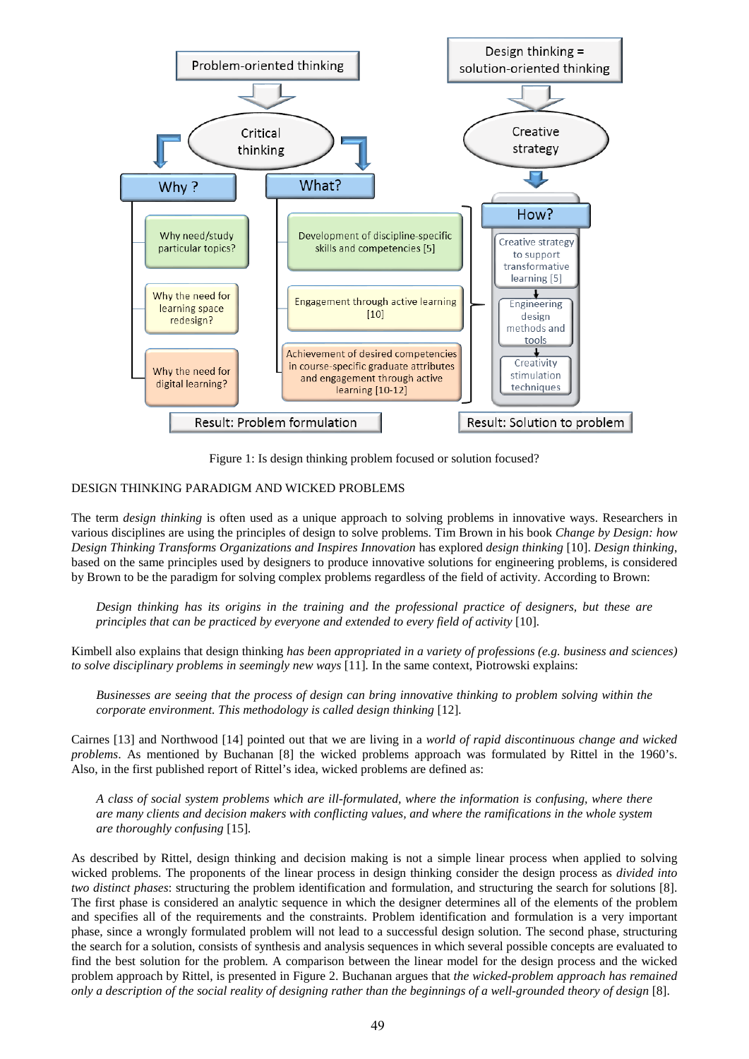Figure 1: Is design thinking problem focused or solution focused?

## DESIGN THINKING PARADIGM AND WICKED PROBLEMS

The term *design thinking* is often used as a unique approach to solving problems in innovative ways. Researchers in various disciplines are using the principles of design to solve problems. Tim Brown in his book *Change by Design: how Design Thinking Transforms Organizations and Inspires Innovation* has explored *design thinking* [10]. *Design thinking*, based on the same principles used by designers to produce innovative solutions for engineering problems, is considered by Brown to be the paradigm for solving complex problems regardless of the field of activity. According to Brown:

> *Design thinking has its origins in the training and the professional practice of designers, but these are principles that can be practiced by everyone and extended to every field of activity* [10].

Kimbell also explains that design thinking *has been appropriated in a variety of professions (e.g. business and sciences) to solve disciplinary problems in seemingly new ways* [11]. In the same context, Piotrowski explains:

> *Businesses are seeing that the process of design can bring innovative thinking to problem solving within the corporate environment. This methodology is called design thinking* [12].

Cairnes [13] and Northwood [14] pointed out that we are living in a *world of rapid discontinuous change and wicked problems*. As mentioned by Buchanan [8] the wicked problems approach was formulated by Rittel in the 1960's. Also, in the first published report of Rittel's idea, wicked problems are defined as:

> *A class of social system problems which are ill-formulated, where the information is confusing, where there are many clients and decision makers with conflicting values, and where the ramifications in the whole system are thoroughly confusing* [15].

As described by Rittel, design thinking and decision making is not a simple linear process when applied to solving wicked problems. The proponents of the linear process in design thinking consider the design process as *divided into two distinct phases*: structuring the problem identification and formulation, and structuring the search for solutions [8]. The first phase is considered an analytic sequence in which the designer determines all of the elements of the problem and specifies all of the requirements and the constraints. Problem identification and formulation is a very important phase, since a wrongly formulated problem will not lead to a successful design solution. The second phase, structuring the search for a solution, consists of synthesis and analysis sequences in which several possible concepts are evaluated to find the best solution for the problem. A comparison between the linear model for the design process and the wicked problem approach by Rittel, is presented in Figure 2. Buchanan argues that *the wicked-problem approach has remained only a description of the social reality of designing rather than the beginnings of a well-grounded theory of design* [8].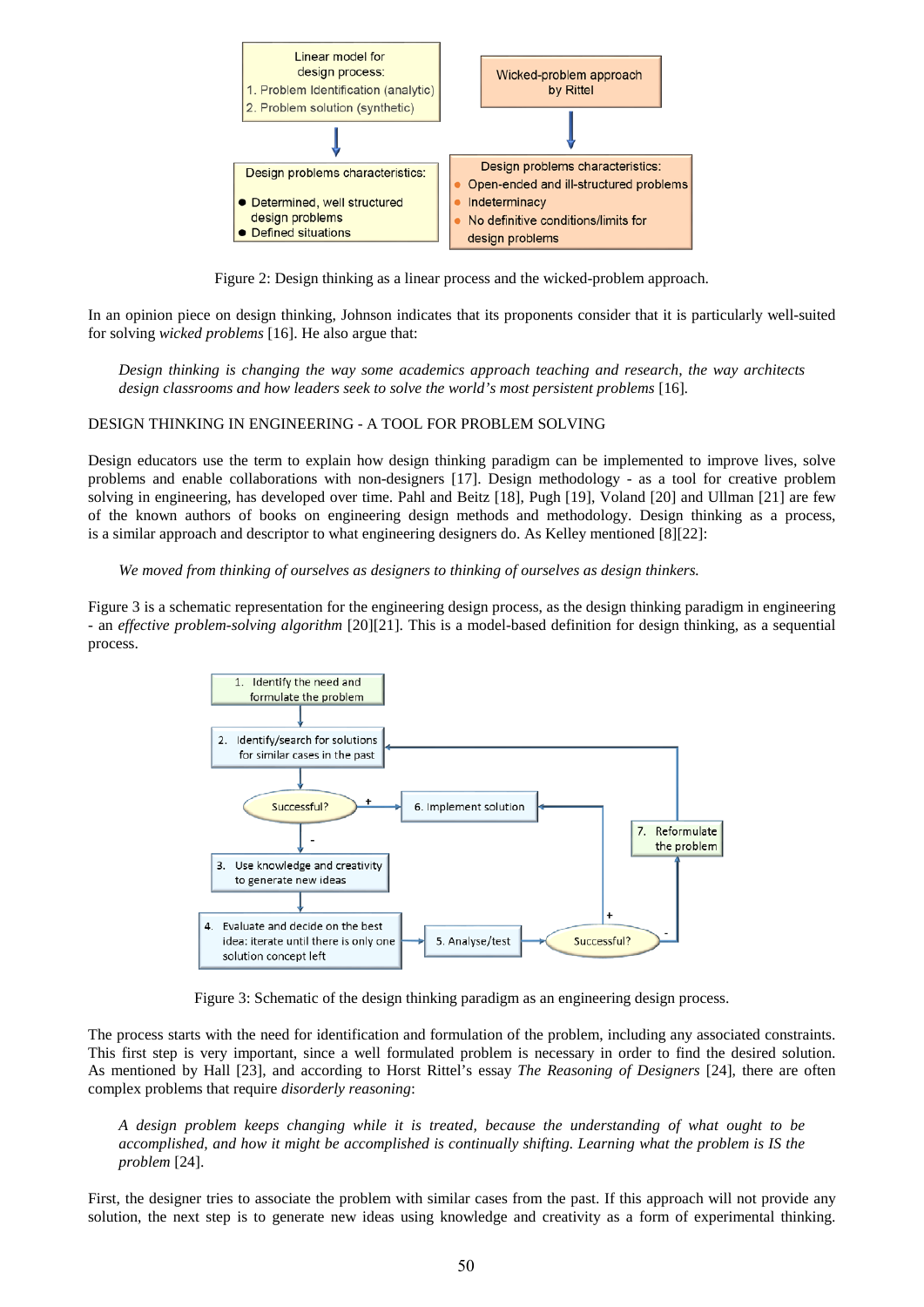Figure 2: Design thinking as a linear process and the wicked-problem approach.

In an opinion piece on design thinking, Johnson indicates that its proponents consider that it is particularly well-suited for solving *wicked problems* [16]. He also argue that:

> *Design thinking is changing the way some academics approach teaching and research, the way architects design classrooms and how leaders seek to solve the world's most persistent problems* [16].

## DESIGN THINKING IN ENGINEERING - A TOOL FOR PROBLEM SOLVING

Design educators use the term to explain how design thinking paradigm can be implemented to improve lives, solve problems and enable collaborations with non-designers [17]. Design methodology - as a tool for creative problem solving in engineering, has developed over time. Pahl and Beitz [18], Pugh [19], Voland [20] and Ullman [21] are few of the known authors of books on engineering design methods and methodology. Design thinking as a process, is a similar approach and descriptor to what engineering designers do. As Kelley mentioned [8][22]:

> *We moved from thinking of ourselves as designers to thinking of ourselves as design thinkers.*

Figure 3 is a schematic representation for the engineering design process, as the design thinking paradigm in engineering - an *effective problem-solving algorithm* [20][21]. This is a model-based definition for design thinking, as a sequential process.

Figure 3: Schematic of the design thinking paradigm as an engineering design process.

The process starts with the need for identification and formulation of the problem, including any associated constraints. This first step is very important, since a well formulated problem is necessary in order to find the desired solution. As mentioned by Hall [23], and according to Horst Rittel's essay *The Reasoning of Designers* [24], there are often complex problems that require *disorderly reasoning*:

> *A design problem keeps changing while it is treated, because the understanding of what ought to be accomplished, and how it might be accomplished is continually shifting. Learning what the problem is IS the problem* [24].

First, the designer tries to associate the problem with similar cases from the past. If this approach will not provide any solution, the next step is to generate new ideas using knowledge and creativity as a form of experimental thinking.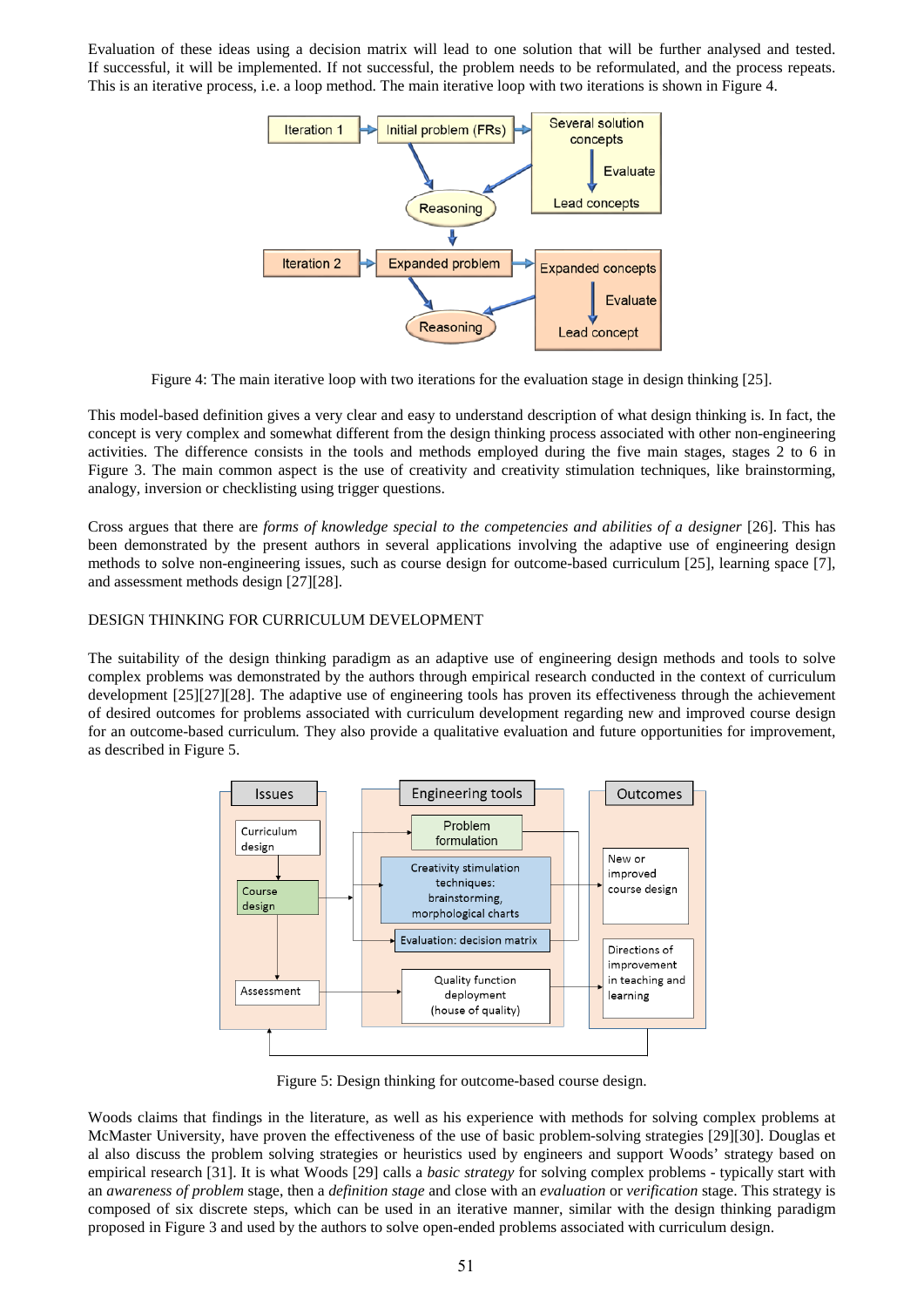Evaluation of these ideas using a decision matrix will lead to one solution that will be further analysed and tested. If successful, it will be implemented. If not successful, the problem needs to be reformulated, and the process repeats. This is an iterative process, i.e. a loop method. The main iterative loop with two iterations is shown in Figure 4.

Figure 4: The main iterative loop with two iterations for the evaluation stage in design thinking [25].

This model-based definition gives a very clear and easy to understand description of what design thinking is. In fact, the concept is very complex and somewhat different from the design thinking process associated with other non-engineering activities. The difference consists in the tools and methods employed during the five main stages, stages 2 to 6 in Figure 3. The main common aspect is the use of creativity and creativity stimulation techniques, like brainstorming, analogy, inversion or checklisting using trigger questions.

Cross argues that there are *forms of knowledge special to the competencies and abilities of a designer* [26]. This has been demonstrated by the present authors in several applications involving the adaptive use of engineering design methods to solve non-engineering issues, such as course design for outcome-based curriculum [25], learning space [7], and assessment methods design [27][28].

## DESIGN THINKING FOR CURRICULUM DEVELOPMENT

The suitability of the design thinking paradigm as an adaptive use of engineering design methods and tools to solve complex problems was demonstrated by the authors through empirical research conducted in the context of curriculum development [25][27][28]. The adaptive use of engineering tools has proven its effectiveness through the achievement of desired outcomes for problems associated with curriculum development regarding new and improved course design for an outcome-based curriculum. They also provide a qualitative evaluation and future opportunities for improvement, as described in Figure 5.

Figure 5: Design thinking for outcome-based course design.

Woods claims that findings in the literature, as well as his experience with methods for solving complex problems at McMaster University, have proven the effectiveness of the use of basic problem-solving strategies [29][30]. Douglas et al also discuss the problem solving strategies or heuristics used by engineers and support Woods' strategy based on empirical research [31]. It is what Woods [29] calls a *basic strategy* for solving complex problems - typically start with an *awareness of problem* stage, then a *definition stage* and close with an *evaluation* or *verification* stage. This strategy is composed of six discrete steps, which can be used in an iterative manner, similar with the design thinking paradigm proposed in Figure 3 and used by the authors to solve open-ended problems associated with curriculum design.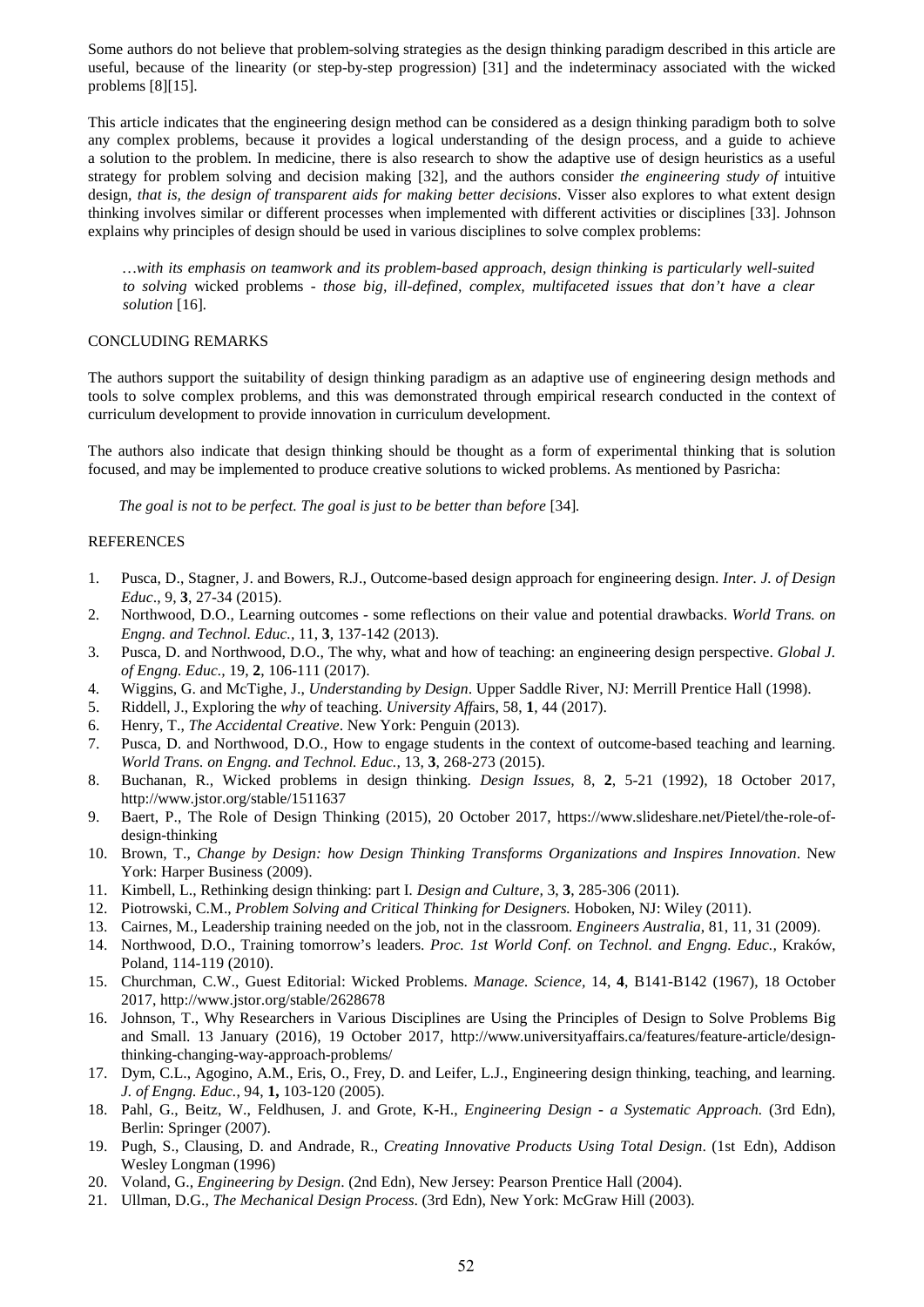Some authors do not believe that problem-solving strategies as the design thinking paradigm described in this article are useful, because of the linearity (or step-by-step progression) [31] and the indeterminacy associated with the wicked problems [8][15].

This article indicates that the engineering design method can be considered as a design thinking paradigm both to solve any complex problems, because it provides a logical understanding of the design process, and a guide to achieve a solution to the problem. In medicine, there is also research to show the adaptive use of design heuristics as a useful strategy for problem solving and decision making [32], and the authors consider *the engineering study of* intuitive design*, that is, the design of transparent aids for making better decisions*. Visser also explores to what extent design thinking involves similar or different processes when implemented with different activities or disciplines [33]. Johnson explains why principles of design should be used in various disciplines to solve complex problems:

> *…with its emphasis on teamwork and its problem-based approach, design thinking is particularly well-suited to solving* wicked problems - *those big, ill-defined, complex, multifaceted issues that don't have a clear solution* [16].

## CONCLUDING REMARKS

The authors support the suitability of design thinking paradigm as an adaptive use of engineering design methods and tools to solve complex problems, and this was demonstrated through empirical research conducted in the context of curriculum development to provide innovation in curriculum development.

The authors also indicate that design thinking should be thought as a form of experimental thinking that is solution focused, and may be implemented to produce creative solutions to wicked problems. As mentioned by Pasricha:

> *The goal is not to be perfect. The goal is just to be better than before* [34].

## REFERENCES

1. Pusca, D., Stagner, J. and Bowers, R.J., Outcome-based design approach for engineering design. *Inter. J. of Design Educ*., 9, **3**, 27-34 (2015).
2. Northwood, D.O., Learning outcomes - some reflections on their value and potential drawbacks. *World Trans. on Engng. and Technol. Educ.*, 11, **3**, 137-142 (2013).
3. Pusca, D. and Northwood, D.O., The why, what and how of teaching: an engineering design perspective. *Global J. of Engng. Educ.*, 19, **2**, 106-111 (2017).
4. Wiggins, G. and McTighe, J., *Understanding by Design*. Upper Saddle River, NJ: Merrill Prentice Hall (1998).
5. Riddell, J., Exploring the *why* of teaching. *University Aff*airs, 58, **1**, 44 (2017).
6. Henry, T., *The Accidental Creative*. New York: Penguin (2013).
7. Pusca, D. and Northwood, D.O., How to engage students in the context of outcome-based teaching and learning. *World Trans. on Engng. and Technol. Educ.*, 13, **3**, 268-273 (2015).
8. Buchanan, R., Wicked problems in design thinking. *Design Issues*, 8, **2**, 5-21 (1992), 18 October 2017, http://www.jstor.org/stable/1511637
9. Baert, P., The Role of Design Thinking (2015), 20 October 2017, https://www.slideshare.net/Pietel/the-role-of-design-thinking
10. Brown, T., *Change by Design: how Design Thinking Transforms Organizations and Inspires Innovation*. New York: Harper Business (2009).
11. Kimbell, L., Rethinking design thinking: part I. *Design and Culture*, 3, **3**, 285-306 (2011).
12. Piotrowski, C.M., *Problem Solving and Critical Thinking for Designers.* Hoboken, NJ: Wiley (2011).
13. Cairnes, M., Leadership training needed on the job, not in the classroom. *Engineers Australia*, 81, 11, 31 (2009).
14. Northwood, D.O., Training tomorrow's leaders. *Proc. 1st World Conf. on Technol. and Engng. Educ.*, Kraków, Poland, 114-119 (2010).
15. Churchman, C.W., Guest Editorial: Wicked Problems. *Manage. Science*, 14, **4**, B141-B142 (1967), 18 October 2017, http://www.jstor.org/stable/2628678
16. Johnson, T., Why Researchers in Various Disciplines are Using the Principles of Design to Solve Problems Big and Small. 13 January (2016), 19 October 2017, http://www.universityaffairs.ca/features/feature-article/design-thinking-changing-way-approach-problems/
17. Dym, C.L., Agogino, A.M., Eris, O., Frey, D. and Leifer, L.J., Engineering design thinking, teaching, and learning. *J. of Engng. Educ.*, 94, **1,** 103-120 (2005).
18. Pahl, G., Beitz, W., Feldhusen, J. and Grote, K-H., *Engineering Design - a Systematic Approach.* (3rd Edn), Berlin: Springer (2007).
19. Pugh, S., Clausing, D. and Andrade, R., *Creating Innovative Products Using Total Design*. (1st Edn), Addison Wesley Longman (1996)
20. Voland, G., *Engineering by Design*. (2nd Edn), New Jersey: Pearson Prentice Hall (2004).
21. Ullman, D.G., *The Mechanical Design Process*. (3rd Edn), New York: McGraw Hill (2003).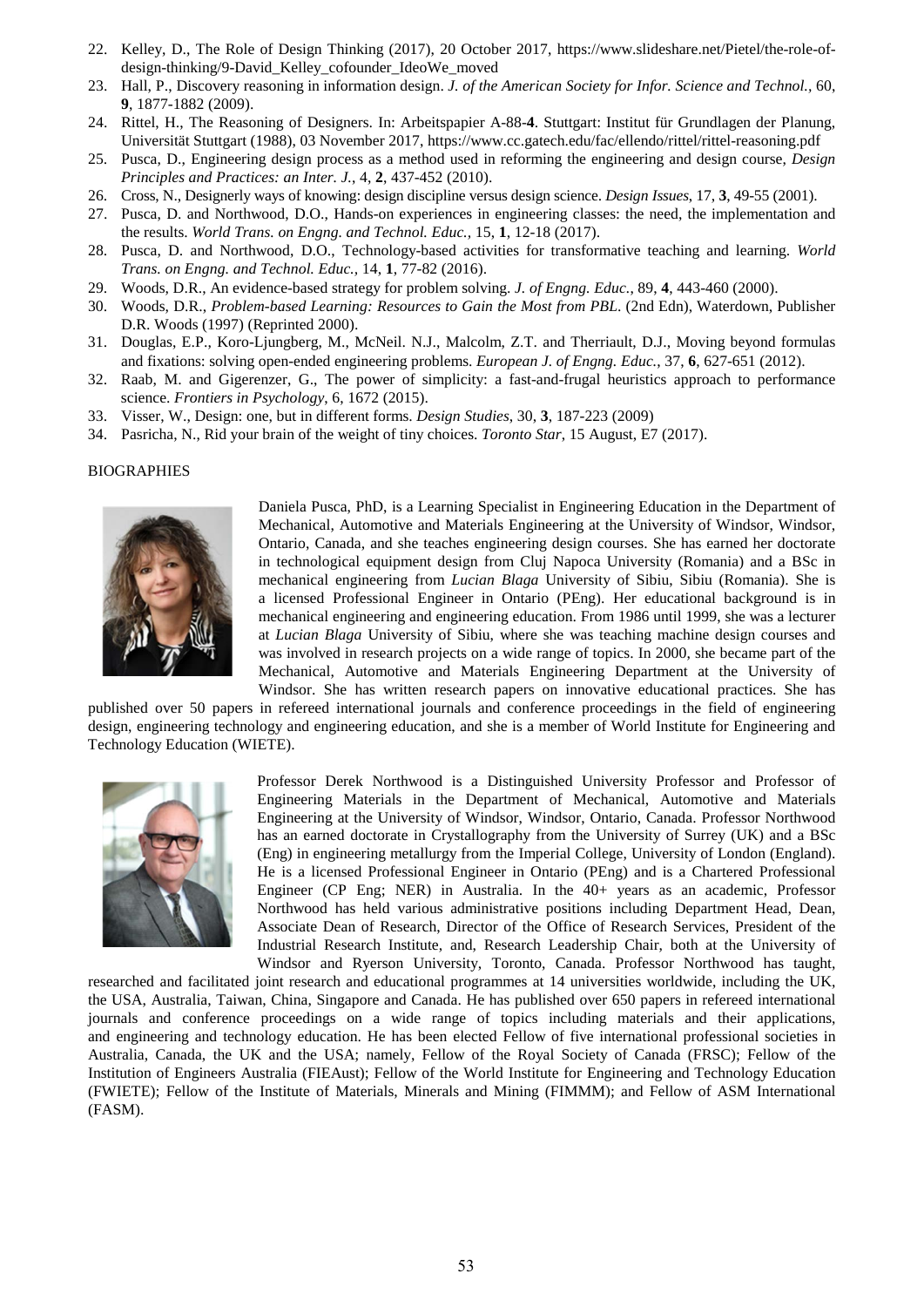22. Kelley, D., The Role of Design Thinking (2017), 20 October 2017, https://www.slideshare.net/Pietel/the-role-of-design-thinking/9-David_Kelley_cofounder_IdeoWe_moved
23. Hall, P., Discovery reasoning in information design. *J. of the American Society for Infor. Science and Technol.*, 60, **9**, 1877-1882 (2009).
24. Rittel, H., The Reasoning of Designers. In: Arbeitspapier A-88-**4**. Stuttgart: Institut für Grundlagen der Planung, Universität Stuttgart (1988), 03 November 2017, https://www.cc.gatech.edu/fac/ellendo/rittel/rittel-reasoning.pdf
25. Pusca, D., Engineering design process as a method used in reforming the engineering and design course, *Design Principles and Practices: an Inter. J.*, 4, **2**, 437-452 (2010).
26. Cross, N., Designerly ways of knowing: design discipline versus design science. *Design Issues*, 17, **3**, 49-55 (2001).
27. Pusca, D. and Northwood, D.O., Hands-on experiences in engineering classes: the need, the implementation and the results. *World Trans. on Engng. and Technol. Educ.*, 15, **1**, 12-18 (2017).
28. Pusca, D. and Northwood, D.O., Technology-based activities for transformative teaching and learning. *World Trans. on Engng. and Technol. Educ.*, 14, **1**, 77-82 (2016).
29. Woods, D.R., An evidence-based strategy for problem solving. *J. of Engng. Educ.*, 89, **4**, 443-460 (2000).
30. Woods, D.R., *Problem-based Learning: Resources to Gain the Most from PBL.* (2nd Edn), Waterdown, Publisher D.R. Woods (1997) (Reprinted 2000).
31. Douglas, E.P., Koro-Ljungberg, M., McNeil. N.J., Malcolm, Z.T. and Therriault, D.J., Moving beyond formulas and fixations: solving open-ended engineering problems. *European J. of Engng. Educ.*, 37, **6**, 627-651 (2012).
32. Raab, M. and Gigerenzer, G., The power of simplicity: a fast-and-frugal heuristics approach to performance science. *Frontiers in Psychology*, 6, 1672 (2015).
33. Visser, W., Design: one, but in different forms. *Design Studies*, 30, **3**, 187-223 (2009)
34. Pasricha, N., Rid your brain of the weight of tiny choices. *Toronto Star*, 15 August, E7 (2017).

BIOGRAPHIES

Daniela Pusca, PhD, is a Learning Specialist in Engineering Education in the Department of Mechanical, Automotive and Materials Engineering at the University of Windsor, Windsor, Ontario, Canada, and she teaches engineering design courses. She has earned her doctorate in technological equipment design from Cluj Napoca University (Romania) and a BSc in mechanical engineering from *Lucian Blaga* University of Sibiu, Sibiu (Romania). She is a licensed Professional Engineer in Ontario (PEng). Her educational background is in mechanical engineering and engineering education. From 1986 until 1999, she was a lecturer at *Lucian Blaga* University of Sibiu, where she was teaching machine design courses and was involved in research projects on a wide range of topics. In 2000, she became part of the Mechanical, Automotive and Materials Engineering Department at the University of Windsor. She has written research papers on innovative educational practices. She has published over 50 papers in refereed international journals and conference proceedings in the field of engineering design, engineering technology and engineering education, and she is a member of World Institute for Engineering and Technology Education (WIETE).

Professor Derek Northwood is a Distinguished University Professor and Professor of Engineering Materials in the Department of Mechanical, Automotive and Materials Engineering at the University of Windsor, Windsor, Ontario, Canada. Professor Northwood has an earned doctorate in Crystallography from the University of Surrey (UK) and a BSc (Eng) in engineering metallurgy from the Imperial College, University of London (England). He is a licensed Professional Engineer in Ontario (PEng) and is a Chartered Professional Engineer (CP Eng; NER) in Australia. In the 40+ years as an academic, Professor Northwood has held various administrative positions including Department Head, Dean, Associate Dean of Research, Director of the Office of Research Services, President of the Industrial Research Institute, and, Research Leadership Chair, both at the University of Windsor and Ryerson University, Toronto, Canada. Professor Northwood has taught, researched and facilitated joint research and educational programmes at 14 universities worldwide, including the UK, the USA, Australia, Taiwan, China, Singapore and Canada. He has published over 650 papers in refereed international journals and conference proceedings on a wide range of topics including materials and their applications, and engineering and technology education. He has been elected Fellow of five international professional societies in Australia, Canada, the UK and the USA; namely, Fellow of the Royal Society of Canada (FRSC); Fellow of the Institution of Engineers Australia (FIEAust); Fellow of the World Institute for Engineering and Technology Education (FWIETE); Fellow of the Institute of Materials, Minerals and Mining (FIMMM); and Fellow of ASM International (FASM).